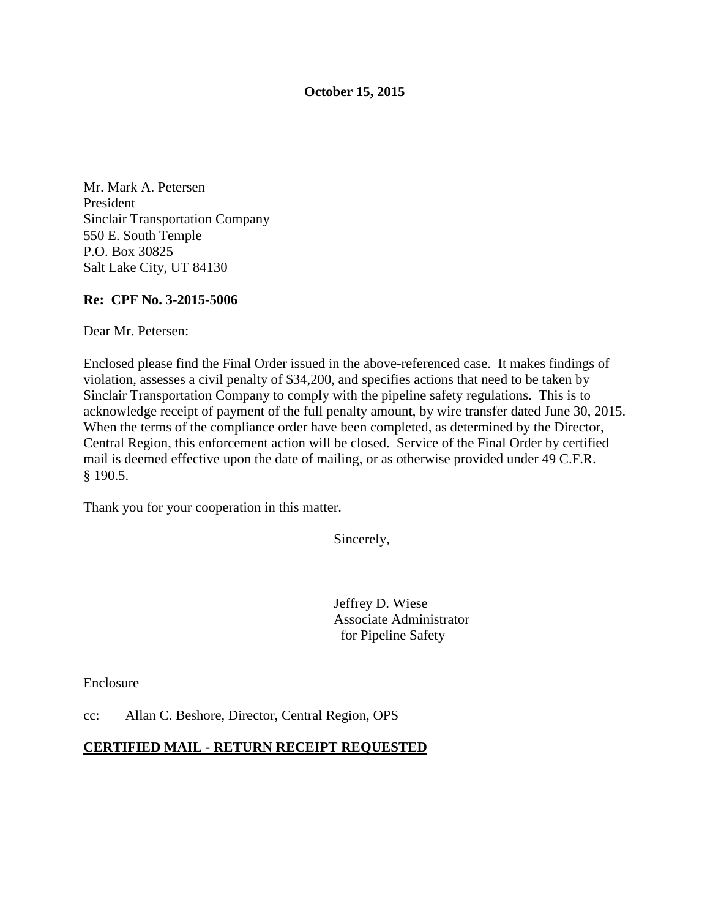**October 15, 2015**

Mr. Mark A. Petersen
President
Sinclair Transportation Company
550 E. South Temple
P.O. Box 30825
Salt Lake City, UT 84130

**Re: CPF No. 3-2015-5006**

Dear Mr. Petersen:

Enclosed please find the Final Order issued in the above-referenced case. It makes findings of violation, assesses a civil penalty of $34,200, and specifies actions that need to be taken by Sinclair Transportation Company to comply with the pipeline safety regulations. This is to acknowledge receipt of payment of the full penalty amount, by wire transfer dated June 30, 2015. When the terms of the compliance order have been completed, as determined by the Director, Central Region, this enforcement action will be closed. Service of the Final Order by certified mail is deemed effective upon the date of mailing, or as otherwise provided under 49 C.F.R. § 190.5.

Thank you for your cooperation in this matter.

Sincerely,

Jeffrey D. Wiese
Associate Administrator
for Pipeline Safety

Enclosure

cc: Allan C. Beshore, Director, Central Region, OPS

**CERTIFIED MAIL - RETURN RECEIPT REQUESTED**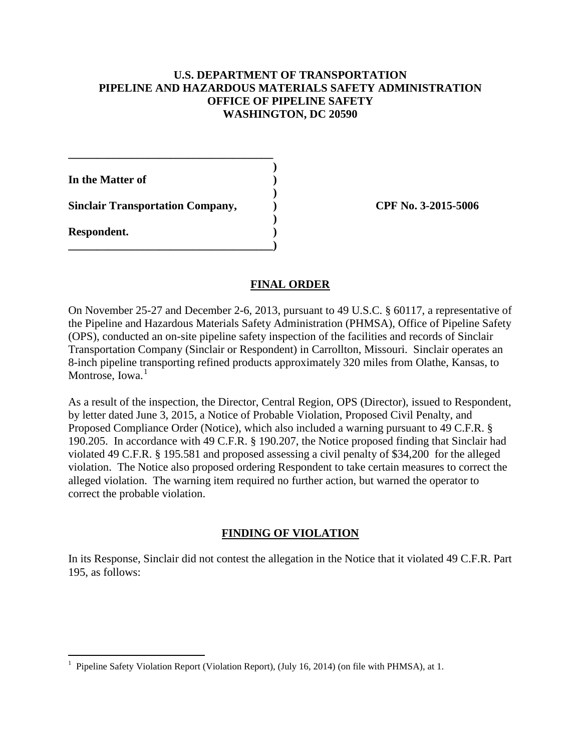**U.S. DEPARTMENT OF TRANSPORTATION**
**PIPELINE AND HAZARDOUS MATERIALS SAFETY ADMINISTRATION**
**OFFICE OF PIPELINE SAFETY**
**WASHINGTON, DC 20590**

| | | |
|---|---|---|
| **In the Matter of** | ) | |
| | ) | |
| **Sinclair Transportation Company,** | ) | **CPF No. 3-2015-5006** |
| | ) | |
| **Respondent.** | ) | |

## FINAL ORDER

On November 25-27 and December 2-6, 2013, pursuant to 49 U.S.C. § 60117, a representative of the Pipeline and Hazardous Materials Safety Administration (PHMSA), Office of Pipeline Safety (OPS), conducted an on-site pipeline safety inspection of the facilities and records of Sinclair Transportation Company (Sinclair or Respondent) in Carrollton, Missouri. Sinclair operates an 8-inch pipeline transporting refined products approximately 320 miles from Olathe, Kansas, to Montrose, Iowa.[1]

As a result of the inspection, the Director, Central Region, OPS (Director), issued to Respondent, by letter dated June 3, 2015, a Notice of Probable Violation, Proposed Civil Penalty, and Proposed Compliance Order (Notice), which also included a warning pursuant to 49 C.F.R. § 190.205. In accordance with 49 C.F.R. § 190.207, the Notice proposed finding that Sinclair had violated 49 C.F.R. § 195.581 and proposed assessing a civil penalty of $34,200 for the alleged violation. The Notice also proposed ordering Respondent to take certain measures to correct the alleged violation. The warning item required no further action, but warned the operator to correct the probable violation.

## FINDING OF VIOLATION

In its Response, Sinclair did not contest the allegation in the Notice that it violated 49 C.F.R. Part 195, as follows:

[1] Pipeline Safety Violation Report (Violation Report), (July 16, 2014) (on file with PHMSA), at 1.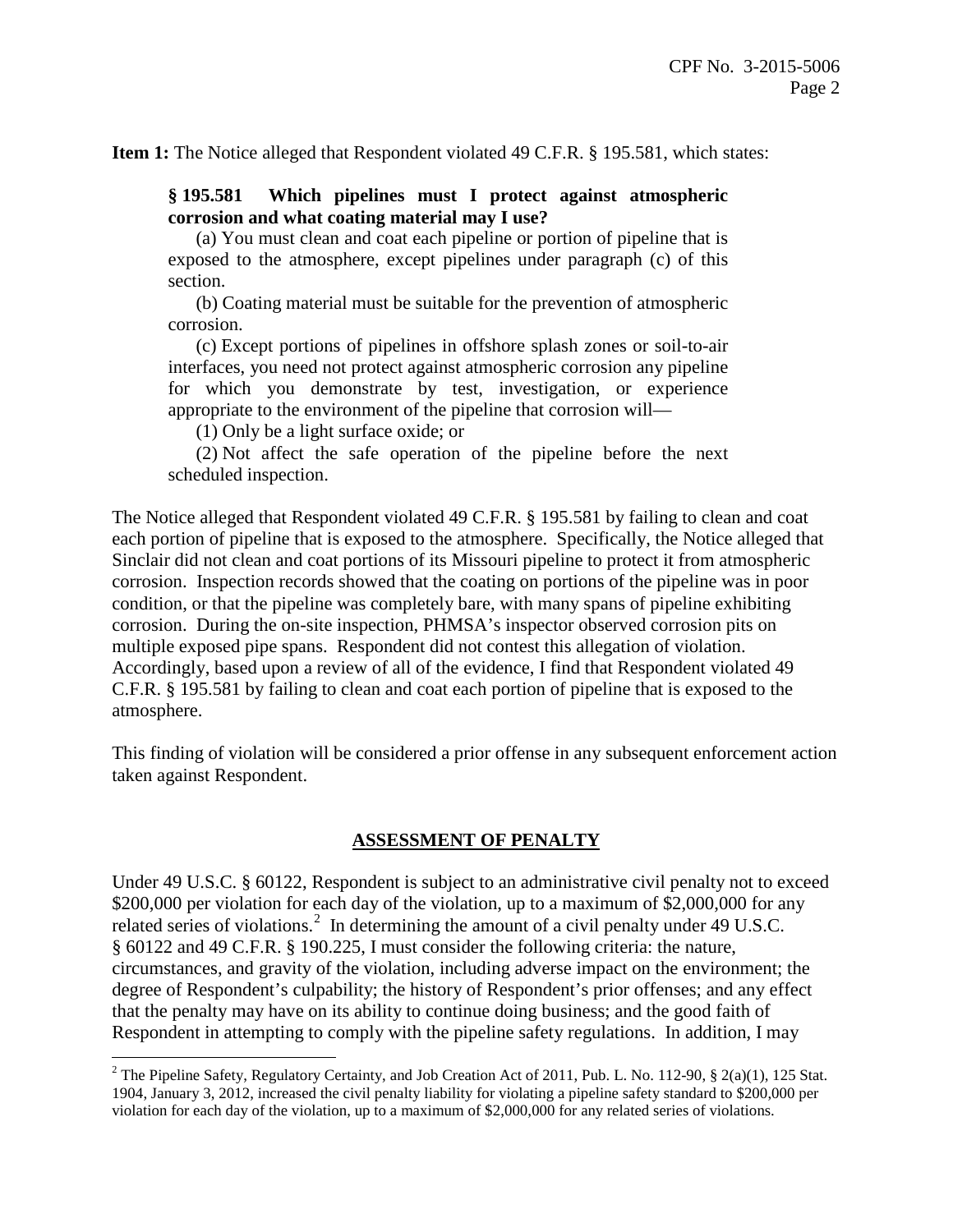**Item 1:** The Notice alleged that Respondent violated 49 C.F.R. § 195.581, which states:

> **§ 195.581 Which pipelines must I protect against atmospheric corrosion and what coating material may I use?**
>
> (a) You must clean and coat each pipeline or portion of pipeline that is exposed to the atmosphere, except pipelines under paragraph (c) of this section.
>
> (b) Coating material must be suitable for the prevention of atmospheric corrosion.
>
> (c) Except portions of pipelines in offshore splash zones or soil-to-air interfaces, you need not protect against atmospheric corrosion any pipeline for which you demonstrate by test, investigation, or experience appropriate to the environment of the pipeline that corrosion will—
>
> (1) Only be a light surface oxide; or
>
> (2) Not affect the safe operation of the pipeline before the next scheduled inspection.

The Notice alleged that Respondent violated 49 C.F.R. § 195.581 by failing to clean and coat each portion of pipeline that is exposed to the atmosphere. Specifically, the Notice alleged that Sinclair did not clean and coat portions of its Missouri pipeline to protect it from atmospheric corrosion. Inspection records showed that the coating on portions of the pipeline was in poor condition, or that the pipeline was completely bare, with many spans of pipeline exhibiting corrosion. During the on-site inspection, PHMSA's inspector observed corrosion pits on multiple exposed pipe spans. Respondent did not contest this allegation of violation. Accordingly, based upon a review of all of the evidence, I find that Respondent violated 49 C.F.R. § 195.581 by failing to clean and coat each portion of pipeline that is exposed to the atmosphere.

This finding of violation will be considered a prior offense in any subsequent enforcement action taken against Respondent.

## ASSESSMENT OF PENALTY

Under 49 U.S.C. § 60122, Respondent is subject to an administrative civil penalty not to exceed $200,000 per violation for each day of the violation, up to a maximum of $2,000,000 for any related series of violations.[2] In determining the amount of a civil penalty under 49 U.S.C. § 60122 and 49 C.F.R. § 190.225, I must consider the following criteria: the nature, circumstances, and gravity of the violation, including adverse impact on the environment; the degree of Respondent's culpability; the history of Respondent's prior offenses; and any effect that the penalty may have on its ability to continue doing business; and the good faith of Respondent in attempting to comply with the pipeline safety regulations. In addition, I may

[2] The Pipeline Safety, Regulatory Certainty, and Job Creation Act of 2011, Pub. L. No. 112-90, § 2(a)(1), 125 Stat. 1904, January 3, 2012, increased the civil penalty liability for violating a pipeline safety standard to $200,000 per violation for each day of the violation, up to a maximum of $2,000,000 for any related series of violations.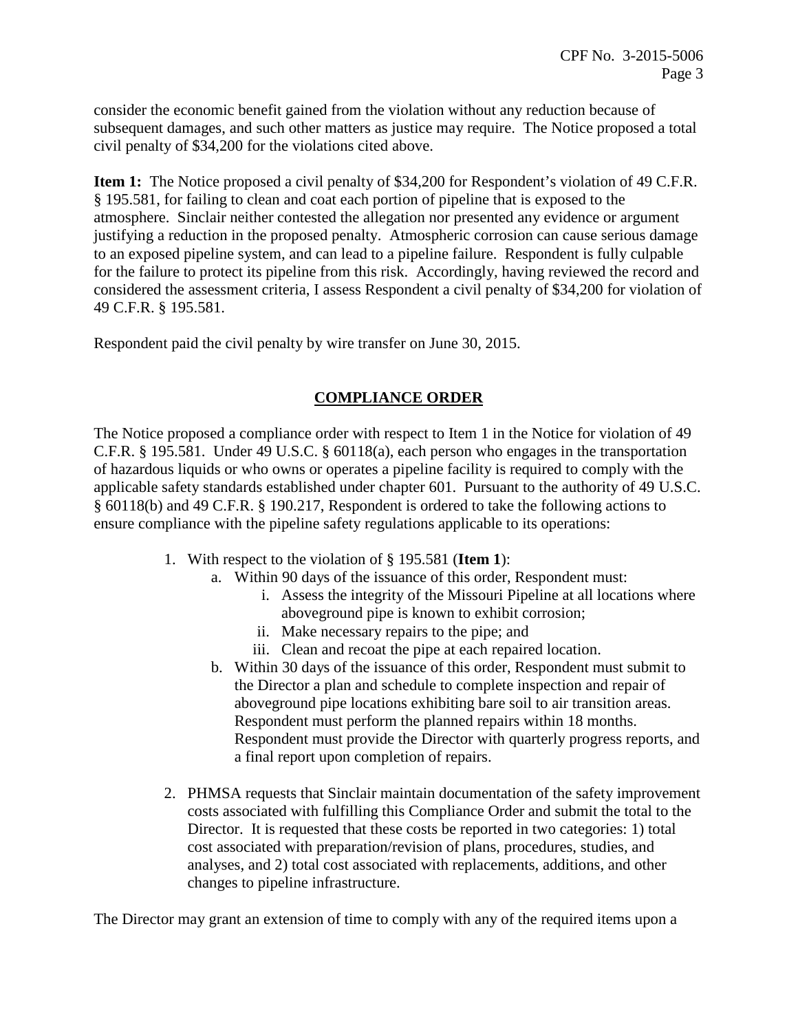consider the economic benefit gained from the violation without any reduction because of subsequent damages, and such other matters as justice may require. The Notice proposed a total civil penalty of $34,200 for the violations cited above.

**Item 1:** The Notice proposed a civil penalty of $34,200 for Respondent's violation of 49 C.F.R. § 195.581, for failing to clean and coat each portion of pipeline that is exposed to the atmosphere. Sinclair neither contested the allegation nor presented any evidence or argument justifying a reduction in the proposed penalty. Atmospheric corrosion can cause serious damage to an exposed pipeline system, and can lead to a pipeline failure. Respondent is fully culpable for the failure to protect its pipeline from this risk. Accordingly, having reviewed the record and considered the assessment criteria, I assess Respondent a civil penalty of $34,200 for violation of 49 C.F.R. § 195.581.

Respondent paid the civil penalty by wire transfer on June 30, 2015.

## COMPLIANCE ORDER

The Notice proposed a compliance order with respect to Item 1 in the Notice for violation of 49 C.F.R. § 195.581. Under 49 U.S.C. § 60118(a), each person who engages in the transportation of hazardous liquids or who owns or operates a pipeline facility is required to comply with the applicable safety standards established under chapter 601. Pursuant to the authority of 49 U.S.C. § 60118(b) and 49 C.F.R. § 190.217, Respondent is ordered to take the following actions to ensure compliance with the pipeline safety regulations applicable to its operations:

1. With respect to the violation of § 195.581 (**Item 1**):
   a. Within 90 days of the issuance of this order, Respondent must:
      i. Assess the integrity of the Missouri Pipeline at all locations where aboveground pipe is known to exhibit corrosion;
      ii. Make necessary repairs to the pipe; and
      iii. Clean and recoat the pipe at each repaired location.
   b. Within 30 days of the issuance of this order, Respondent must submit to the Director a plan and schedule to complete inspection and repair of aboveground pipe locations exhibiting bare soil to air transition areas. Respondent must perform the planned repairs within 18 months. Respondent must provide the Director with quarterly progress reports, and a final report upon completion of repairs.

2. PHMSA requests that Sinclair maintain documentation of the safety improvement costs associated with fulfilling this Compliance Order and submit the total to the Director. It is requested that these costs be reported in two categories: 1) total cost associated with preparation/revision of plans, procedures, studies, and analyses, and 2) total cost associated with replacements, additions, and other changes to pipeline infrastructure.

The Director may grant an extension of time to comply with any of the required items upon a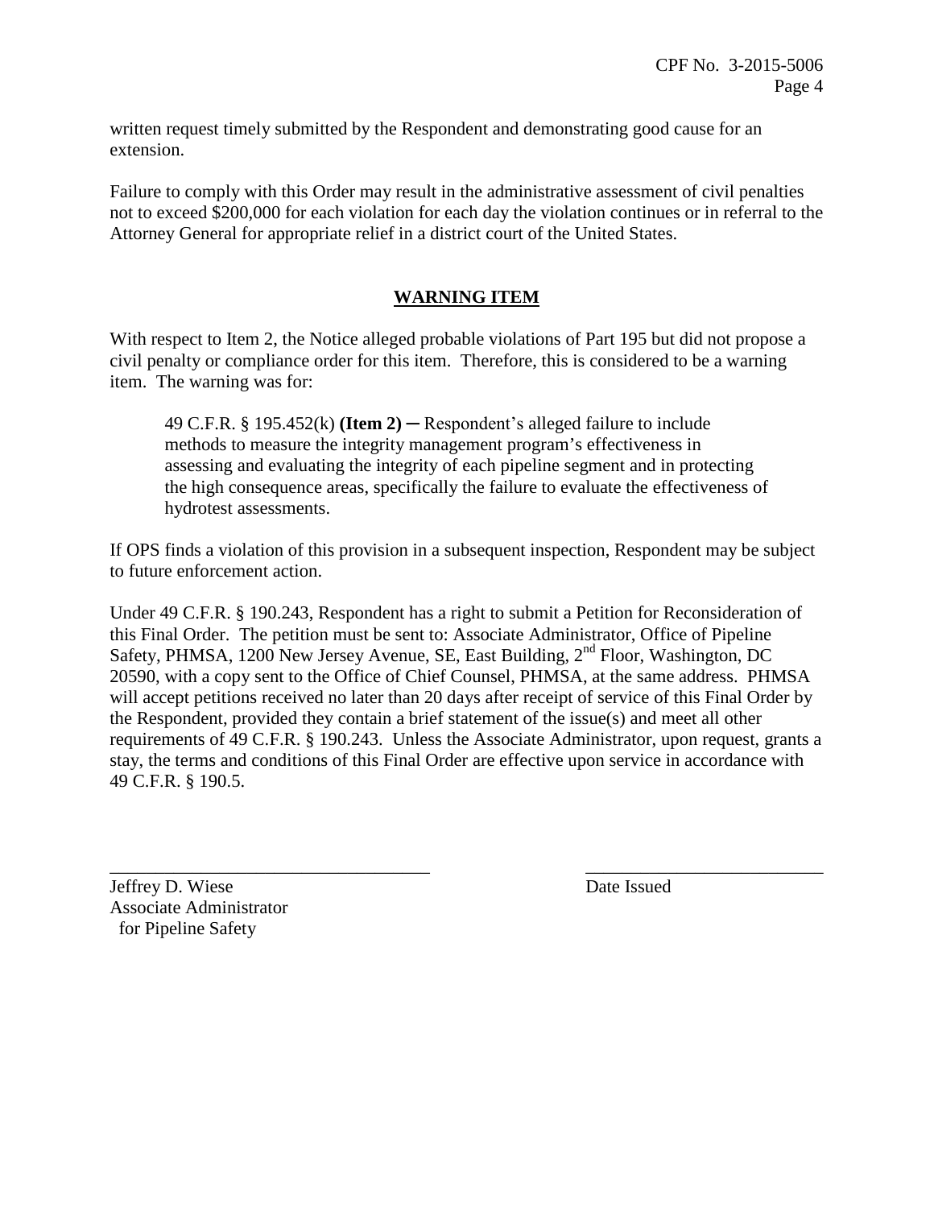written request timely submitted by the Respondent and demonstrating good cause for an extension.

Failure to comply with this Order may result in the administrative assessment of civil penalties not to exceed $200,000 for each violation for each day the violation continues or in referral to the Attorney General for appropriate relief in a district court of the United States.

## WARNING ITEM

With respect to Item 2, the Notice alleged probable violations of Part 195 but did not propose a civil penalty or compliance order for this item. Therefore, this is considered to be a warning item. The warning was for:

> 49 C.F.R. § 195.452(k) **(Item 2)** ─ Respondent's alleged failure to include methods to measure the integrity management program's effectiveness in assessing and evaluating the integrity of each pipeline segment and in protecting the high consequence areas, specifically the failure to evaluate the effectiveness of hydrotest assessments.

If OPS finds a violation of this provision in a subsequent inspection, Respondent may be subject to future enforcement action.

Under 49 C.F.R. § 190.243, Respondent has a right to submit a Petition for Reconsideration of this Final Order. The petition must be sent to: Associate Administrator, Office of Pipeline Safety, PHMSA, 1200 New Jersey Avenue, SE, East Building, 2nd Floor, Washington, DC 20590, with a copy sent to the Office of Chief Counsel, PHMSA, at the same address. PHMSA will accept petitions received no later than 20 days after receipt of service of this Final Order by the Respondent, provided they contain a brief statement of the issue(s) and meet all other requirements of 49 C.F.R. § 190.243. Unless the Associate Administrator, upon request, grants a stay, the terms and conditions of this Final Order are effective upon service in accordance with 49 C.F.R. § 190.5.

\_\_\_\_\_\_\_\_\_\_\_\_\_\_\_\_\_\_\_\_\_\_\_\_\_\_\_\_\_\_\_\_\_\_\_ \_\_\_\_\_\_\_\_\_\_\_\_\_\_\_\_\_\_\_\_\_\_\_\_\_\_

Jeffrey D. Wiese
Associate Administrator
for Pipeline Safety

Date Issued